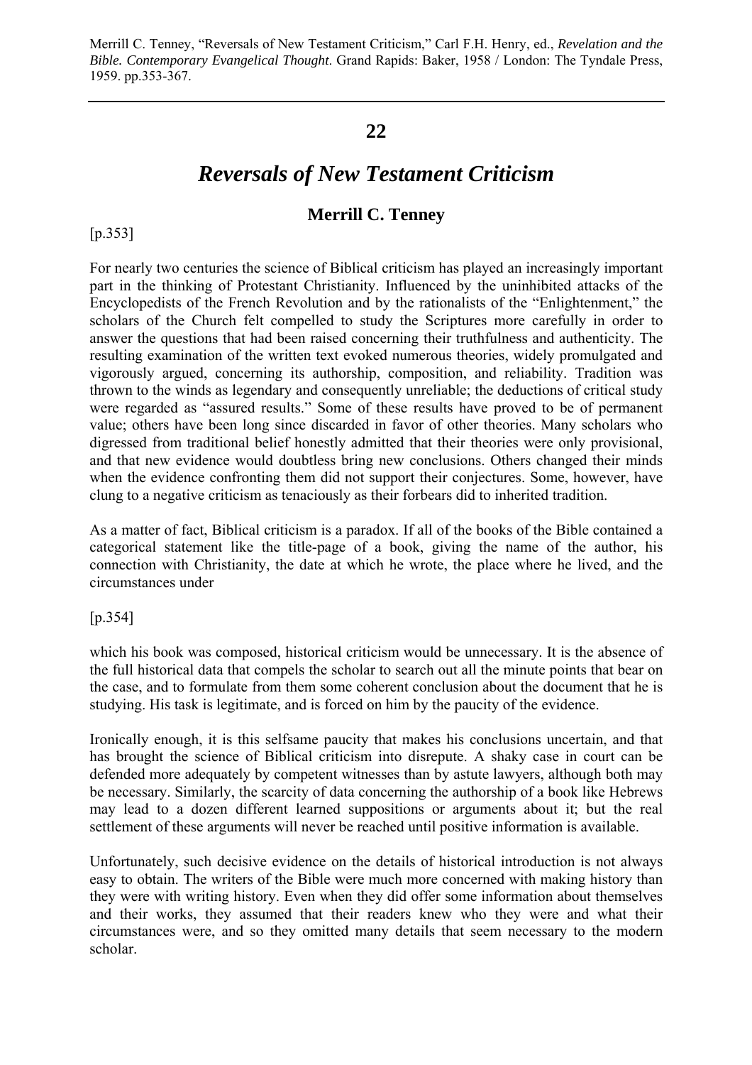Merrill C. Tenney, "Reversals of New Testament Criticism," Carl F.H. Henry, ed., *Revelation and the Bible. Contemporary Evangelical Thought*. Grand Rapids: Baker, 1958 / London: The Tyndale Press, 1959. pp.353-367.

---

## 22

# *Reversals of New Testament Criticism*

### Merrill C. Tenney

[p.353]

For nearly two centuries the science of Biblical criticism has played an increasingly important part in the thinking of Protestant Christianity. Influenced by the uninhibited attacks of the Encyclopedists of the French Revolution and by the rationalists of the "Enlightenment," the scholars of the Church felt compelled to study the Scriptures more carefully in order to answer the questions that had been raised concerning their truthfulness and authenticity. The resulting examination of the written text evoked numerous theories, widely promulgated and vigorously argued, concerning its authorship, composition, and reliability. Tradition was thrown to the winds as legendary and consequently unreliable; the deductions of critical study were regarded as "assured results." Some of these results have proved to be of permanent value; others have been long since discarded in favor of other theories. Many scholars who digressed from traditional belief honestly admitted that their theories were only provisional, and that new evidence would doubtless bring new conclusions. Others changed their minds when the evidence confronting them did not support their conjectures. Some, however, have clung to a negative criticism as tenaciously as their forbears did to inherited tradition.

As a matter of fact, Biblical criticism is a paradox. If all of the books of the Bible contained a categorical statement like the title-page of a book, giving the name of the author, his connection with Christianity, the date at which he wrote, the place where he lived, and the circumstances under

[p.354]

which his book was composed, historical criticism would be unnecessary. It is the absence of the full historical data that compels the scholar to search out all the minute points that bear on the case, and to formulate from them some coherent conclusion about the document that he is studying. His task is legitimate, and is forced on him by the paucity of the evidence.

Ironically enough, it is this selfsame paucity that makes his conclusions uncertain, and that has brought the science of Biblical criticism into disrepute. A shaky case in court can be defended more adequately by competent witnesses than by astute lawyers, although both may be necessary. Similarly, the scarcity of data concerning the authorship of a book like Hebrews may lead to a dozen different learned suppositions or arguments about it; but the real settlement of these arguments will never be reached until positive information is available.

Unfortunately, such decisive evidence on the details of historical introduction is not always easy to obtain. The writers of the Bible were much more concerned with making history than they were with writing history. Even when they did offer some information about themselves and their works, they assumed that their readers knew who they were and what their circumstances were, and so they omitted many details that seem necessary to the modern scholar.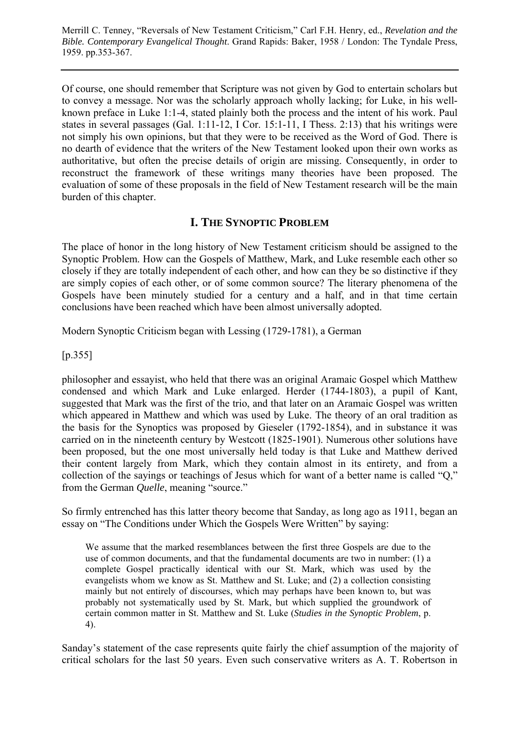Of course, one should remember that Scripture was not given by God to entertain scholars but to convey a message. Nor was the scholarly approach wholly lacking; for Luke, in his well-known preface in Luke 1:1-4, stated plainly both the process and the intent of his work. Paul states in several passages (Gal. 1:11-12, I Cor. 15:1-11, I Thess. 2:13) that his writings were not simply his own opinions, but that they were to be received as the Word of God. There is no dearth of evidence that the writers of the New Testament looked upon their own works as authoritative, but often the precise details of origin are missing. Consequently, in order to reconstruct the framework of these writings many theories have been proposed. The evaluation of some of these proposals in the field of New Testament research will be the main burden of this chapter.

## I. The Synoptic Problem

The place of honor in the long history of New Testament criticism should be assigned to the Synoptic Problem. How can the Gospels of Matthew, Mark, and Luke resemble each other so closely if they are totally independent of each other, and how can they be so distinctive if they are simply copies of each other, or of some common source? The literary phenomena of the Gospels have been minutely studied for a century and a half, and in that time certain conclusions have been reached which have been almost universally adopted.

Modern Synoptic Criticism began with Lessing (1729-1781), a German

[p.355]

philosopher and essayist, who held that there was an original Aramaic Gospel which Matthew condensed and which Mark and Luke enlarged. Herder (1744-1803), a pupil of Kant, suggested that Mark was the first of the trio, and that later on an Aramaic Gospel was written which appeared in Matthew and which was used by Luke. The theory of an oral tradition as the basis for the Synoptics was proposed by Gieseler (1792-1854), and in substance it was carried on in the nineteenth century by Westcott (1825-1901). Numerous other solutions have been proposed, but the one most universally held today is that Luke and Matthew derived their content largely from Mark, which they contain almost in its entirety, and from a collection of the sayings or teachings of Jesus which for want of a better name is called "Q," from the German *Quelle*, meaning "source."

So firmly entrenched has this latter theory become that Sanday, as long ago as 1911, began an essay on "The Conditions under Which the Gospels Were Written" by saying:

> We assume that the marked resemblances between the first three Gospels are due to the use of common documents, and that the fundamental documents are two in number: (1) a complete Gospel practically identical with our St. Mark, which was used by the evangelists whom we know as St. Matthew and St. Luke; and (2) a collection consisting mainly but not entirely of discourses, which may perhaps have been known to, but was probably not systematically used by St. Mark, but which supplied the groundwork of certain common matter in St. Matthew and St. Luke (*Studies in the Synoptic Problem*, p. 4).

Sanday's statement of the case represents quite fairly the chief assumption of the majority of critical scholars for the last 50 years. Even such conservative writers as A. T. Robertson in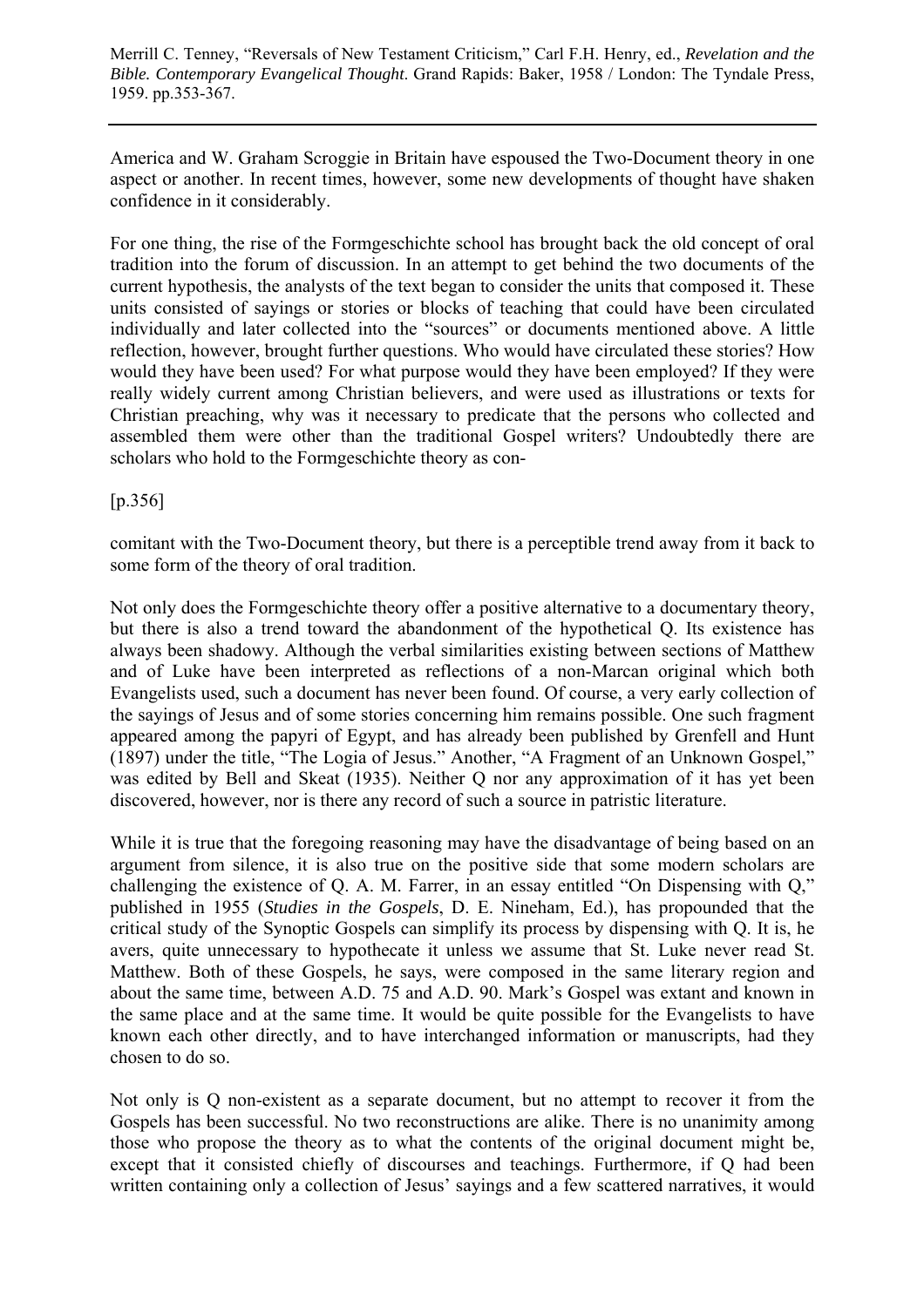America and W. Graham Scroggie in Britain have espoused the Two-Document theory in one aspect or another. In recent times, however, some new developments of thought have shaken confidence in it considerably.

For one thing, the rise of the Formgeschichte school has brought back the old concept of oral tradition into the forum of discussion. In an attempt to get behind the two documents of the current hypothesis, the analysts of the text began to consider the units that composed it. These units consisted of sayings or stories or blocks of teaching that could have been circulated individually and later collected into the "sources" or documents mentioned above. A little reflection, however, brought further questions. Who would have circulated these stories? How would they have been used? For what purpose would they have been employed? If they were really widely current among Christian believers, and were used as illustrations or texts for Christian preaching, why was it necessary to predicate that the persons who collected and assembled them were other than the traditional Gospel writers? Undoubtedly there are scholars who hold to the Formgeschichte theory as con-

[p.356]

comitant with the Two-Document theory, but there is a perceptible trend away from it back to some form of the theory of oral tradition.

Not only does the Formgeschichte theory offer a positive alternative to a documentary theory, but there is also a trend toward the abandonment of the hypothetical Q. Its existence has always been shadowy. Although the verbal similarities existing between sections of Matthew and of Luke have been interpreted as reflections of a non-Marcan original which both Evangelists used, such a document has never been found. Of course, a very early collection of the sayings of Jesus and of some stories concerning him remains possible. One such fragment appeared among the papyri of Egypt, and has already been published by Grenfell and Hunt (1897) under the title, "The Logia of Jesus." Another, "A Fragment of an Unknown Gospel," was edited by Bell and Skeat (1935). Neither Q nor any approximation of it has yet been discovered, however, nor is there any record of such a source in patristic literature.

While it is true that the foregoing reasoning may have the disadvantage of being based on an argument from silence, it is also true on the positive side that some modern scholars are challenging the existence of Q. A. M. Farrer, in an essay entitled "On Dispensing with Q," published in 1955 (*Studies in the Gospels*, D. E. Nineham, Ed.), has propounded that the critical study of the Synoptic Gospels can simplify its process by dispensing with Q. It is, he avers, quite unnecessary to hypothecate it unless we assume that St. Luke never read St. Matthew. Both of these Gospels, he says, were composed in the same literary region and about the same time, between A.D. 75 and A.D. 90. Mark's Gospel was extant and known in the same place and at the same time. It would be quite possible for the Evangelists to have known each other directly, and to have interchanged information or manuscripts, had they chosen to do so.

Not only is Q non-existent as a separate document, but no attempt to recover it from the Gospels has been successful. No two reconstructions are alike. There is no unanimity among those who propose the theory as to what the contents of the original document might be, except that it consisted chiefly of discourses and teachings. Furthermore, if Q had been written containing only a collection of Jesus' sayings and a few scattered narratives, it would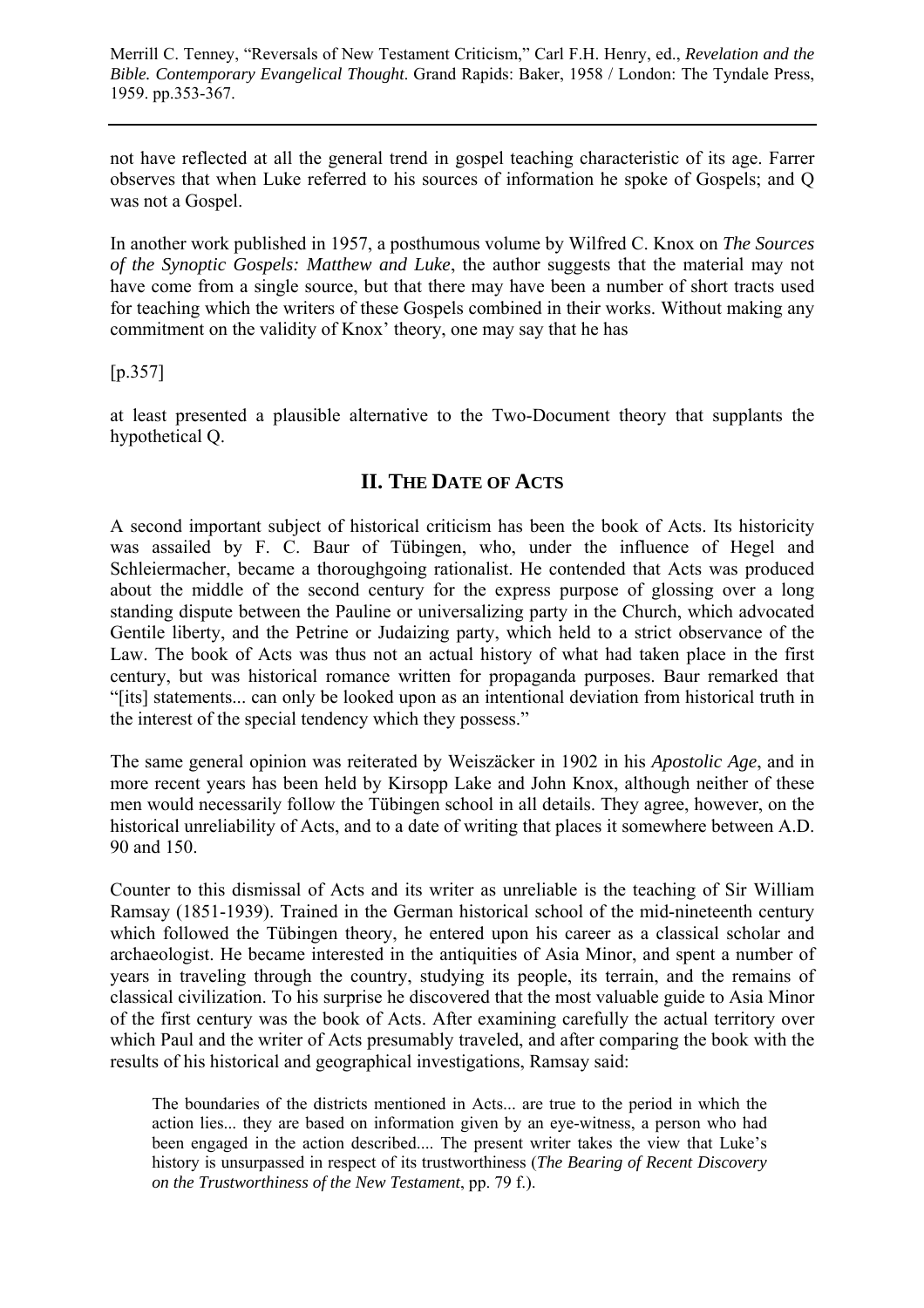not have reflected at all the general trend in gospel teaching characteristic of its age. Farrer observes that when Luke referred to his sources of information he spoke of Gospels; and Q was not a Gospel.

In another work published in 1957, a posthumous volume by Wilfred C. Knox on *The Sources of the Synoptic Gospels: Matthew and Luke*, the author suggests that the material may not have come from a single source, but that there may have been a number of short tracts used for teaching which the writers of these Gospels combined in their works. Without making any commitment on the validity of Knox' theory, one may say that he has

[p.357]

at least presented a plausible alternative to the Two-Document theory that supplants the hypothetical Q.

## II. The Date of Acts

A second important subject of historical criticism has been the book of Acts. Its historicity was assailed by F. C. Baur of Tübingen, who, under the influence of Hegel and Schleiermacher, became a thoroughgoing rationalist. He contended that Acts was produced about the middle of the second century for the express purpose of glossing over a long standing dispute between the Pauline or universalizing party in the Church, which advocated Gentile liberty, and the Petrine or Judaizing party, which held to a strict observance of the Law. The book of Acts was thus not an actual history of what had taken place in the first century, but was historical romance written for propaganda purposes. Baur remarked that "[its] statements... can only be looked upon as an intentional deviation from historical truth in the interest of the special tendency which they possess."

The same general opinion was reiterated by Weiszäcker in 1902 in his *Apostolic Age*, and in more recent years has been held by Kirsopp Lake and John Knox, although neither of these men would necessarily follow the Tübingen school in all details. They agree, however, on the historical unreliability of Acts, and to a date of writing that places it somewhere between A.D. 90 and 150.

Counter to this dismissal of Acts and its writer as unreliable is the teaching of Sir William Ramsay (1851-1939). Trained in the German historical school of the mid-nineteenth century which followed the Tübingen theory, he entered upon his career as a classical scholar and archaeologist. He became interested in the antiquities of Asia Minor, and spent a number of years in traveling through the country, studying its people, its terrain, and the remains of classical civilization. To his surprise he discovered that the most valuable guide to Asia Minor of the first century was the book of Acts. After examining carefully the actual territory over which Paul and the writer of Acts presumably traveled, and after comparing the book with the results of his historical and geographical investigations, Ramsay said:

> The boundaries of the districts mentioned in Acts... are true to the period in which the action lies... they are based on information given by an eye-witness, a person who had been engaged in the action described.... The present writer takes the view that Luke's history is unsurpassed in respect of its trustworthiness (*The Bearing of Recent Discovery on the Trustworthiness of the New Testament*, pp. 79 f.).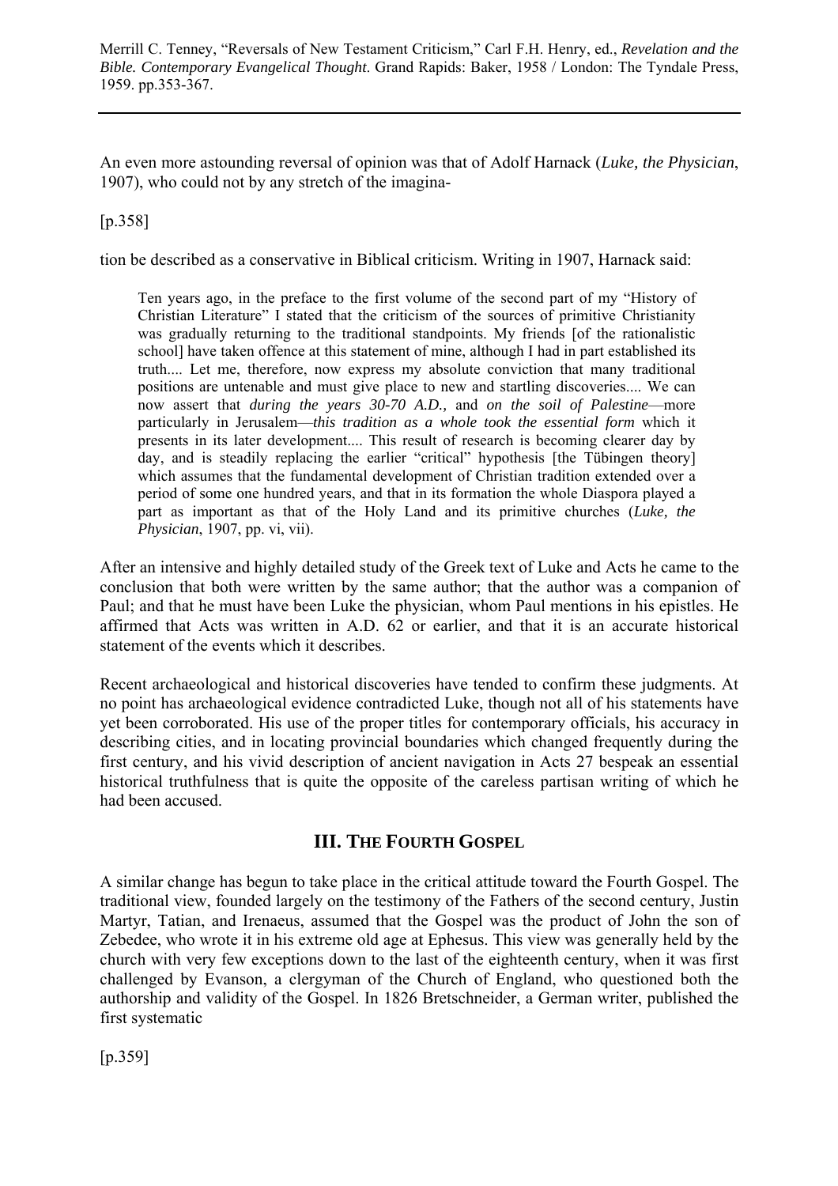An even more astounding reversal of opinion was that of Adolf Harnack (*Luke, the Physician*, 1907), who could not by any stretch of the imagina-

[p.358]

tion be described as a conservative in Biblical criticism. Writing in 1907, Harnack said:

> Ten years ago, in the preface to the first volume of the second part of my "History of Christian Literature" I stated that the criticism of the sources of primitive Christianity was gradually returning to the traditional standpoints. My friends [of the rationalistic school] have taken offence at this statement of mine, although I had in part established its truth.... Let me, therefore, now express my absolute conviction that many traditional positions are untenable and must give place to new and startling discoveries.... We can now assert that *during the years 30-70 A.D.,* and *on the soil of Palestine*—more particularly in Jerusalem—*this tradition as a whole took the essential form* which it presents in its later development.... This result of research is becoming clearer day by day, and is steadily replacing the earlier "critical" hypothesis [the Tübingen theory] which assumes that the fundamental development of Christian tradition extended over a period of some one hundred years, and that in its formation the whole Diaspora played a part as important as that of the Holy Land and its primitive churches (*Luke, the Physician*, 1907, pp. vi, vii).

After an intensive and highly detailed study of the Greek text of Luke and Acts he came to the conclusion that both were written by the same author; that the author was a companion of Paul; and that he must have been Luke the physician, whom Paul mentions in his epistles. He affirmed that Acts was written in A.D. 62 or earlier, and that it is an accurate historical statement of the events which it describes.

Recent archaeological and historical discoveries have tended to confirm these judgments. At no point has archaeological evidence contradicted Luke, though not all of his statements have yet been corroborated. His use of the proper titles for contemporary officials, his accuracy in describing cities, and in locating provincial boundaries which changed frequently during the first century, and his vivid description of ancient navigation in Acts 27 bespeak an essential historical truthfulness that is quite the opposite of the careless partisan writing of which he had been accused.

## III. The Fourth Gospel

A similar change has begun to take place in the critical attitude toward the Fourth Gospel. The traditional view, founded largely on the testimony of the Fathers of the second century, Justin Martyr, Tatian, and Irenaeus, assumed that the Gospel was the product of John the son of Zebedee, who wrote it in his extreme old age at Ephesus. This view was generally held by the church with very few exceptions down to the last of the eighteenth century, when it was first challenged by Evanson, a clergyman of the Church of England, who questioned both the authorship and validity of the Gospel. In 1826 Bretschneider, a German writer, published the first systematic

[p.359]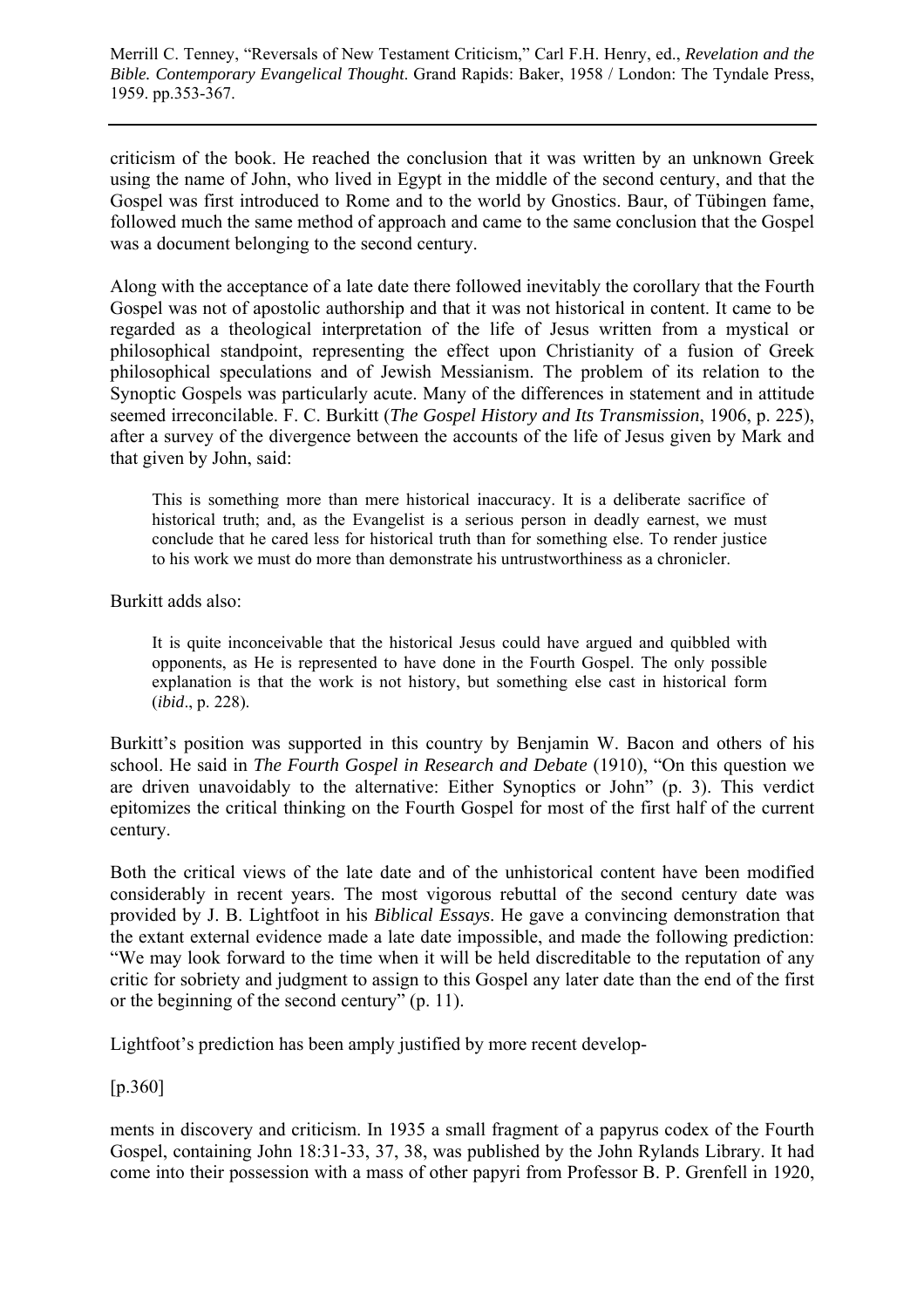criticism of the book. He reached the conclusion that it was written by an unknown Greek using the name of John, who lived in Egypt in the middle of the second century, and that the Gospel was first introduced to Rome and to the world by Gnostics. Baur, of Tübingen fame, followed much the same method of approach and came to the same conclusion that the Gospel was a document belonging to the second century.

Along with the acceptance of a late date there followed inevitably the corollary that the Fourth Gospel was not of apostolic authorship and that it was not historical in content. It came to be regarded as a theological interpretation of the life of Jesus written from a mystical or philosophical standpoint, representing the effect upon Christianity of a fusion of Greek philosophical speculations and of Jewish Messianism. The problem of its relation to the Synoptic Gospels was particularly acute. Many of the differences in statement and in attitude seemed irreconcilable. F. C. Burkitt (*The Gospel History and Its Transmission*, 1906, p. 225), after a survey of the divergence between the accounts of the life of Jesus given by Mark and that given by John, said:

> This is something more than mere historical inaccuracy. It is a deliberate sacrifice of historical truth; and, as the Evangelist is a serious person in deadly earnest, we must conclude that he cared less for historical truth than for something else. To render justice to his work we must do more than demonstrate his untrustworthiness as a chronicler.

Burkitt adds also:

> It is quite inconceivable that the historical Jesus could have argued and quibbled with opponents, as He is represented to have done in the Fourth Gospel. The only possible explanation is that the work is not history, but something else cast in historical form (*ibid*., p. 228).

Burkitt's position was supported in this country by Benjamin W. Bacon and others of his school. He said in *The Fourth Gospel in Research and Debate* (1910), "On this question we are driven unavoidably to the alternative: Either Synoptics or John" (p. 3). This verdict epitomizes the critical thinking on the Fourth Gospel for most of the first half of the current century.

Both the critical views of the late date and of the unhistorical content have been modified considerably in recent years. The most vigorous rebuttal of the second century date was provided by J. B. Lightfoot in his *Biblical Essays*. He gave a convincing demonstration that the extant external evidence made a late date impossible, and made the following prediction: "We may look forward to the time when it will be held discreditable to the reputation of any critic for sobriety and judgment to assign to this Gospel any later date than the end of the first or the beginning of the second century" (p. 11).

Lightfoot's prediction has been amply justified by more recent develop-

[p.360]

ments in discovery and criticism. In 1935 a small fragment of a papyrus codex of the Fourth Gospel, containing John 18:31-33, 37, 38, was published by the John Rylands Library. It had come into their possession with a mass of other papyri from Professor B. P. Grenfell in 1920,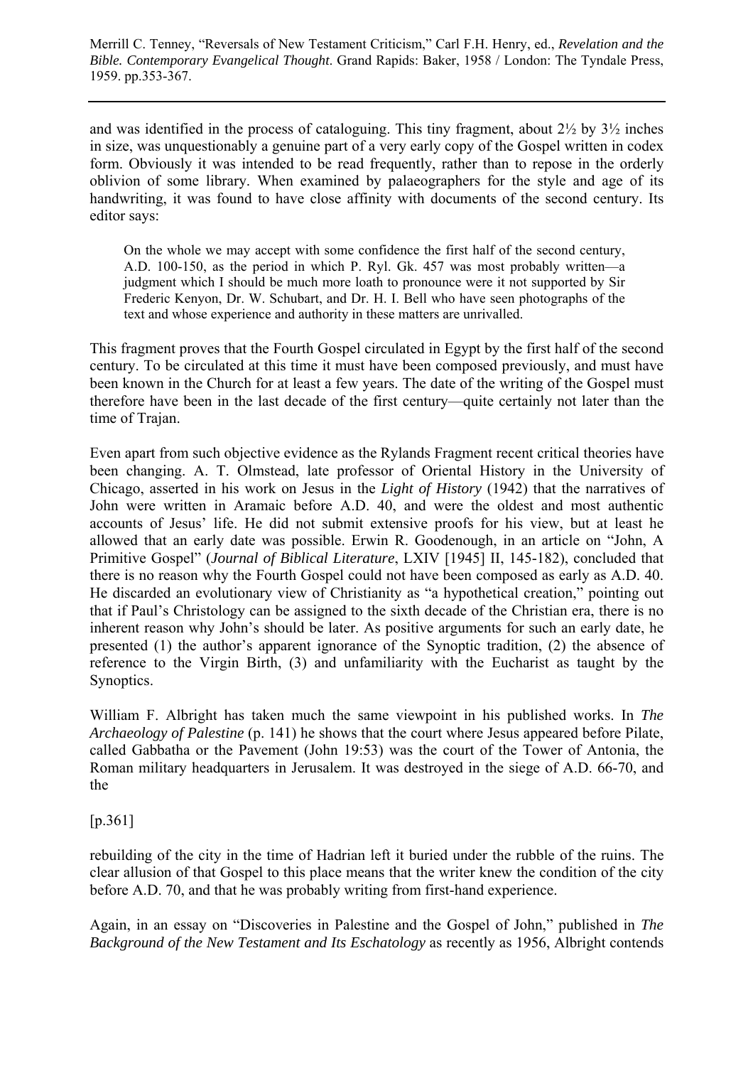and was identified in the process of cataloguing. This tiny fragment, about 2½ by 3½ inches in size, was unquestionably a genuine part of a very early copy of the Gospel written in codex form. Obviously it was intended to be read frequently, rather than to repose in the orderly oblivion of some library. When examined by palaeographers for the style and age of its handwriting, it was found to have close affinity with documents of the second century. Its editor says:

> On the whole we may accept with some confidence the first half of the second century, A.D. 100-150, as the period in which P. Ryl. Gk. 457 was most probably written—a judgment which I should be much more loath to pronounce were it not supported by Sir Frederic Kenyon, Dr. W. Schubart, and Dr. H. I. Bell who have seen photographs of the text and whose experience and authority in these matters are unrivalled.

This fragment proves that the Fourth Gospel circulated in Egypt by the first half of the second century. To be circulated at this time it must have been composed previously, and must have been known in the Church for at least a few years. The date of the writing of the Gospel must therefore have been in the last decade of the first century—quite certainly not later than the time of Trajan.

Even apart from such objective evidence as the Rylands Fragment recent critical theories have been changing. A. T. Olmstead, late professor of Oriental History in the University of Chicago, asserted in his work on Jesus in the *Light of History* (1942) that the narratives of John were written in Aramaic before A.D. 40, and were the oldest and most authentic accounts of Jesus' life. He did not submit extensive proofs for his view, but at least he allowed that an early date was possible. Erwin R. Goodenough, in an article on "John, A Primitive Gospel" (*Journal of Biblical Literature*, LXIV [1945] II, 145-182), concluded that there is no reason why the Fourth Gospel could not have been composed as early as A.D. 40. He discarded an evolutionary view of Christianity as "a hypothetical creation," pointing out that if Paul's Christology can be assigned to the sixth decade of the Christian era, there is no inherent reason why John's should be later. As positive arguments for such an early date, he presented (1) the author's apparent ignorance of the Synoptic tradition, (2) the absence of reference to the Virgin Birth, (3) and unfamiliarity with the Eucharist as taught by the Synoptics.

William F. Albright has taken much the same viewpoint in his published works. In *The Archaeology of Palestine* (p. 141) he shows that the court where Jesus appeared before Pilate, called Gabbatha or the Pavement (John 19:53) was the court of the Tower of Antonia, the Roman military headquarters in Jerusalem. It was destroyed in the siege of A.D. 66-70, and the

[p.361]

rebuilding of the city in the time of Hadrian left it buried under the rubble of the ruins. The clear allusion of that Gospel to this place means that the writer knew the condition of the city before A.D. 70, and that he was probably writing from first-hand experience.

Again, in an essay on "Discoveries in Palestine and the Gospel of John," published in *The Background of the New Testament and Its Eschatology* as recently as 1956, Albright contends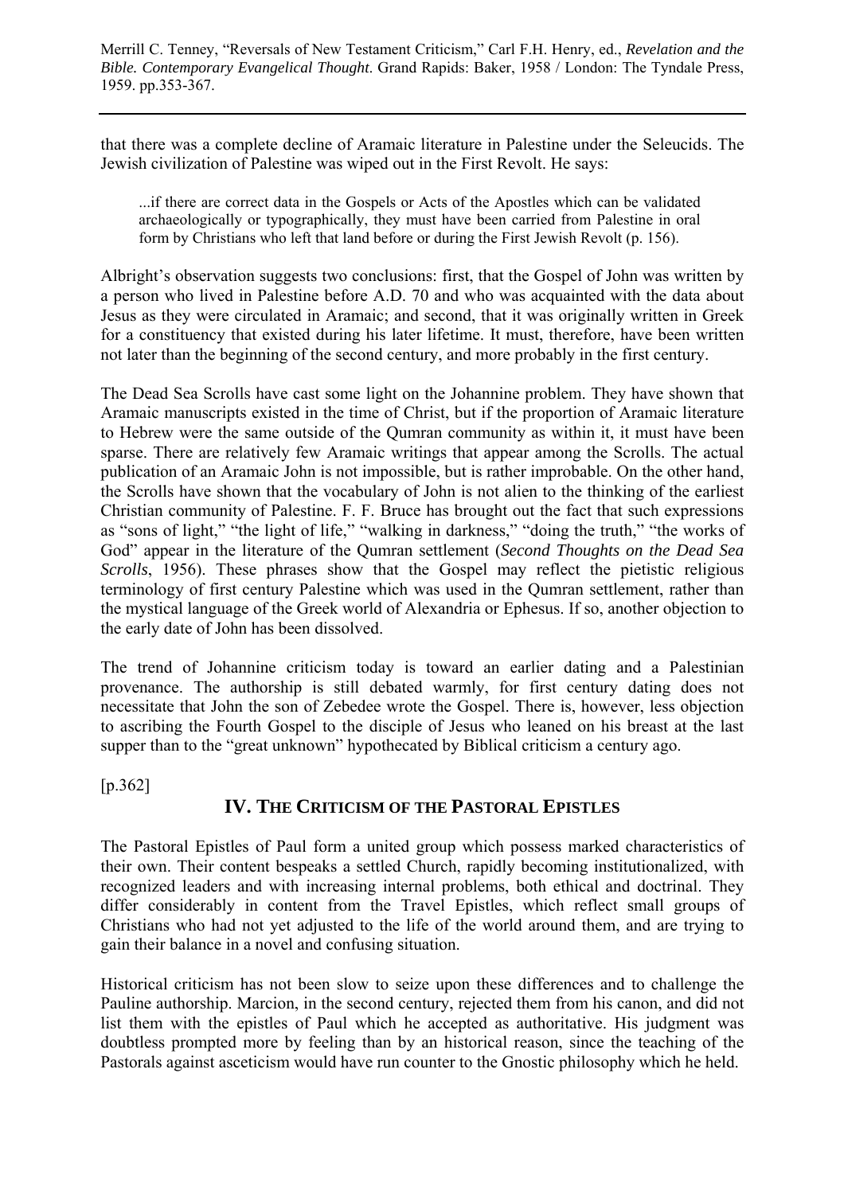that there was a complete decline of Aramaic literature in Palestine under the Seleucids. The Jewish civilization of Palestine was wiped out in the First Revolt. He says:

> ...if there are correct data in the Gospels or Acts of the Apostles which can be validated archaeologically or typographically, they must have been carried from Palestine in oral form by Christians who left that land before or during the First Jewish Revolt (p. 156).

Albright's observation suggests two conclusions: first, that the Gospel of John was written by a person who lived in Palestine before A.D. 70 and who was acquainted with the data about Jesus as they were circulated in Aramaic; and second, that it was originally written in Greek for a constituency that existed during his later lifetime. It must, therefore, have been written not later than the beginning of the second century, and more probably in the first century.

The Dead Sea Scrolls have cast some light on the Johannine problem. They have shown that Aramaic manuscripts existed in the time of Christ, but if the proportion of Aramaic literature to Hebrew were the same outside of the Qumran community as within it, it must have been sparse. There are relatively few Aramaic writings that appear among the Scrolls. The actual publication of an Aramaic John is not impossible, but is rather improbable. On the other hand, the Scrolls have shown that the vocabulary of John is not alien to the thinking of the earliest Christian community of Palestine. F. F. Bruce has brought out the fact that such expressions as "sons of light," "the light of life," "walking in darkness," "doing the truth," "the works of God" appear in the literature of the Qumran settlement (*Second Thoughts on the Dead Sea Scrolls*, 1956). These phrases show that the Gospel may reflect the pietistic religious terminology of first century Palestine which was used in the Qumran settlement, rather than the mystical language of the Greek world of Alexandria or Ephesus. If so, another objection to the early date of John has been dissolved.

The trend of Johannine criticism today is toward an earlier dating and a Palestinian provenance. The authorship is still debated warmly, for first century dating does not necessitate that John the son of Zebedee wrote the Gospel. There is, however, less objection to ascribing the Fourth Gospel to the disciple of Jesus who leaned on his breast at the last supper than to the "great unknown" hypothecated by Biblical criticism a century ago.

[p.362]

## IV. The Criticism of the Pastoral Epistles

The Pastoral Epistles of Paul form a united group which possess marked characteristics of their own. Their content bespeaks a settled Church, rapidly becoming institutionalized, with recognized leaders and with increasing internal problems, both ethical and doctrinal. They differ considerably in content from the Travel Epistles, which reflect small groups of Christians who had not yet adjusted to the life of the world around them, and are trying to gain their balance in a novel and confusing situation.

Historical criticism has not been slow to seize upon these differences and to challenge the Pauline authorship. Marcion, in the second century, rejected them from his canon, and did not list them with the epistles of Paul which he accepted as authoritative. His judgment was doubtless prompted more by feeling than by an historical reason, since the teaching of the Pastorals against asceticism would have run counter to the Gnostic philosophy which he held.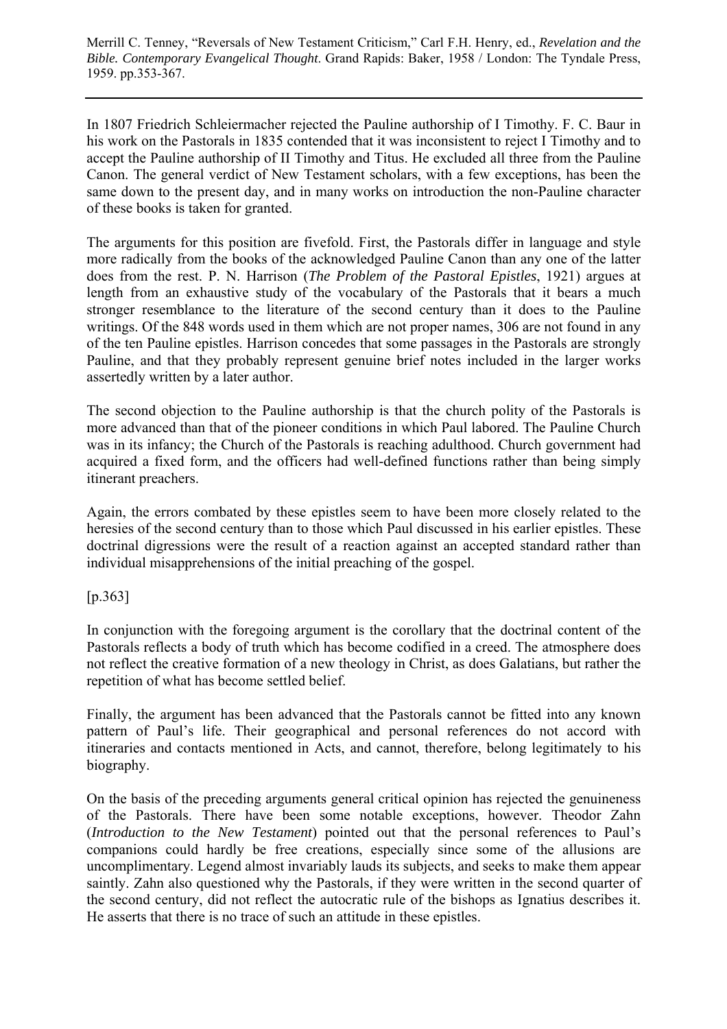In 1807 Friedrich Schleiermacher rejected the Pauline authorship of I Timothy. F. C. Baur in his work on the Pastorals in 1835 contended that it was inconsistent to reject I Timothy and to accept the Pauline authorship of II Timothy and Titus. He excluded all three from the Pauline Canon. The general verdict of New Testament scholars, with a few exceptions, has been the same down to the present day, and in many works on introduction the non-Pauline character of these books is taken for granted.

The arguments for this position are fivefold. First, the Pastorals differ in language and style more radically from the books of the acknowledged Pauline Canon than any one of the latter does from the rest. P. N. Harrison (*The Problem of the Pastoral Epistles*, 1921) argues at length from an exhaustive study of the vocabulary of the Pastorals that it bears a much stronger resemblance to the literature of the second century than it does to the Pauline writings. Of the 848 words used in them which are not proper names, 306 are not found in any of the ten Pauline epistles. Harrison concedes that some passages in the Pastorals are strongly Pauline, and that they probably represent genuine brief notes included in the larger works assertedly written by a later author.

The second objection to the Pauline authorship is that the church polity of the Pastorals is more advanced than that of the pioneer conditions in which Paul labored. The Pauline Church was in its infancy; the Church of the Pastorals is reaching adulthood. Church government had acquired a fixed form, and the officers had well-defined functions rather than being simply itinerant preachers.

Again, the errors combated by these epistles seem to have been more closely related to the heresies of the second century than to those which Paul discussed in his earlier epistles. These doctrinal digressions were the result of a reaction against an accepted standard rather than individual misapprehensions of the initial preaching of the gospel.

[p.363]

In conjunction with the foregoing argument is the corollary that the doctrinal content of the Pastorals reflects a body of truth which has become codified in a creed. The atmosphere does not reflect the creative formation of a new theology in Christ, as does Galatians, but rather the repetition of what has become settled belief.

Finally, the argument has been advanced that the Pastorals cannot be fitted into any known pattern of Paul's life. Their geographical and personal references do not accord with itineraries and contacts mentioned in Acts, and cannot, therefore, belong legitimately to his biography.

On the basis of the preceding arguments general critical opinion has rejected the genuineness of the Pastorals. There have been some notable exceptions, however. Theodor Zahn (*Introduction to the New Testament*) pointed out that the personal references to Paul's companions could hardly be free creations, especially since some of the allusions are uncomplimentary. Legend almost invariably lauds its subjects, and seeks to make them appear saintly. Zahn also questioned why the Pastorals, if they were written in the second quarter of the second century, did not reflect the autocratic rule of the bishops as Ignatius describes it. He asserts that there is no trace of such an attitude in these epistles.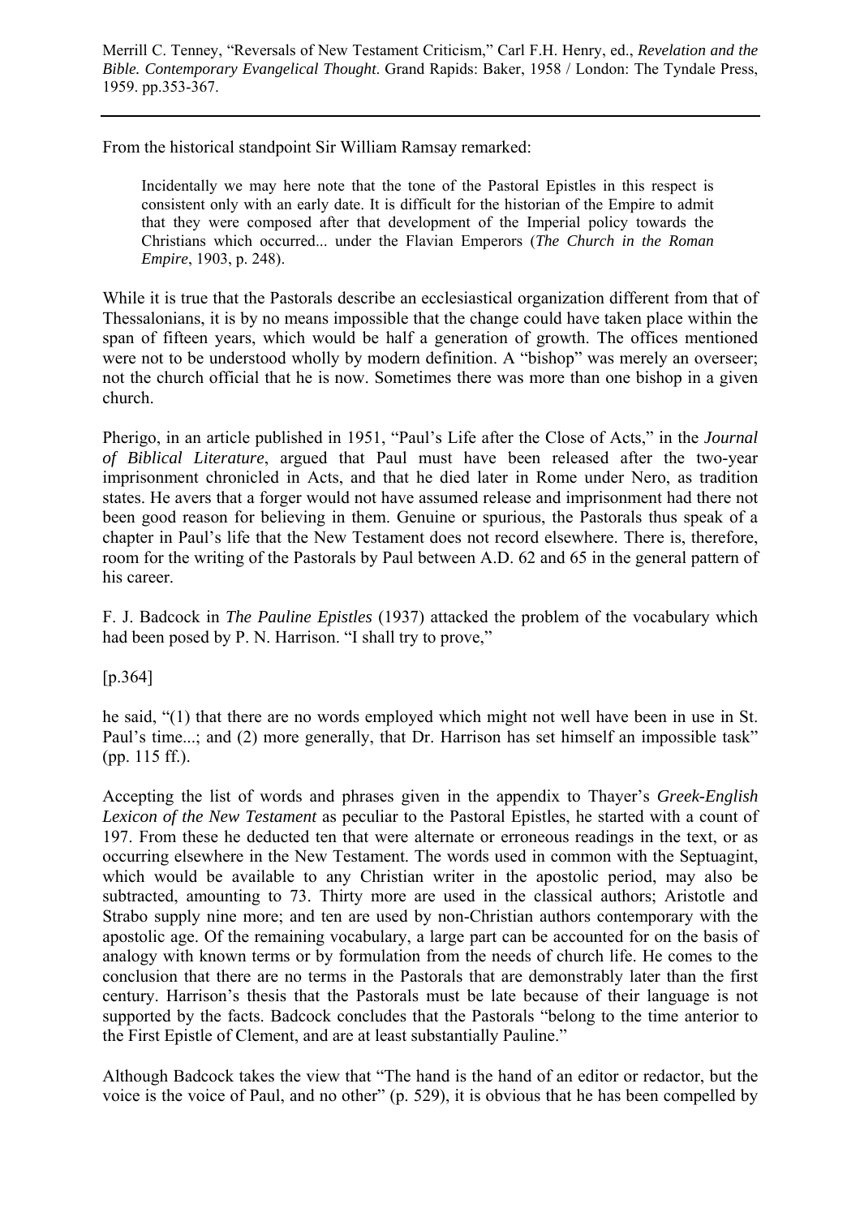From the historical standpoint Sir William Ramsay remarked:

> Incidentally we may here note that the tone of the Pastoral Epistles in this respect is consistent only with an early date. It is difficult for the historian of the Empire to admit that they were composed after that development of the Imperial policy towards the Christians which occurred... under the Flavian Emperors (*The Church in the Roman Empire*, 1903, p. 248).

While it is true that the Pastorals describe an ecclesiastical organization different from that of Thessalonians, it is by no means impossible that the change could have taken place within the span of fifteen years, which would be half a generation of growth. The offices mentioned were not to be understood wholly by modern definition. A "bishop" was merely an overseer; not the church official that he is now. Sometimes there was more than one bishop in a given church.

Pherigo, in an article published in 1951, "Paul's Life after the Close of Acts," in the *Journal of Biblical Literature*, argued that Paul must have been released after the two-year imprisonment chronicled in Acts, and that he died later in Rome under Nero, as tradition states. He avers that a forger would not have assumed release and imprisonment had there not been good reason for believing in them. Genuine or spurious, the Pastorals thus speak of a chapter in Paul's life that the New Testament does not record elsewhere. There is, therefore, room for the writing of the Pastorals by Paul between A.D. 62 and 65 in the general pattern of his career.

F. J. Badcock in *The Pauline Epistles* (1937) attacked the problem of the vocabulary which had been posed by P. N. Harrison. "I shall try to prove,"

[p.364]

he said, "(1) that there are no words employed which might not well have been in use in St. Paul's time...; and (2) more generally, that Dr. Harrison has set himself an impossible task" (pp. 115 ff.).

Accepting the list of words and phrases given in the appendix to Thayer's *Greek-English Lexicon of the New Testament* as peculiar to the Pastoral Epistles, he started with a count of 197. From these he deducted ten that were alternate or erroneous readings in the text, or as occurring elsewhere in the New Testament. The words used in common with the Septuagint, which would be available to any Christian writer in the apostolic period, may also be subtracted, amounting to 73. Thirty more are used in the classical authors; Aristotle and Strabo supply nine more; and ten are used by non-Christian authors contemporary with the apostolic age. Of the remaining vocabulary, a large part can be accounted for on the basis of analogy with known terms or by formulation from the needs of church life. He comes to the conclusion that there are no terms in the Pastorals that are demonstrably later than the first century. Harrison's thesis that the Pastorals must be late because of their language is not supported by the facts. Badcock concludes that the Pastorals "belong to the time anterior to the First Epistle of Clement, and are at least substantially Pauline."

Although Badcock takes the view that "The hand is the hand of an editor or redactor, but the voice is the voice of Paul, and no other" (p. 529), it is obvious that he has been compelled by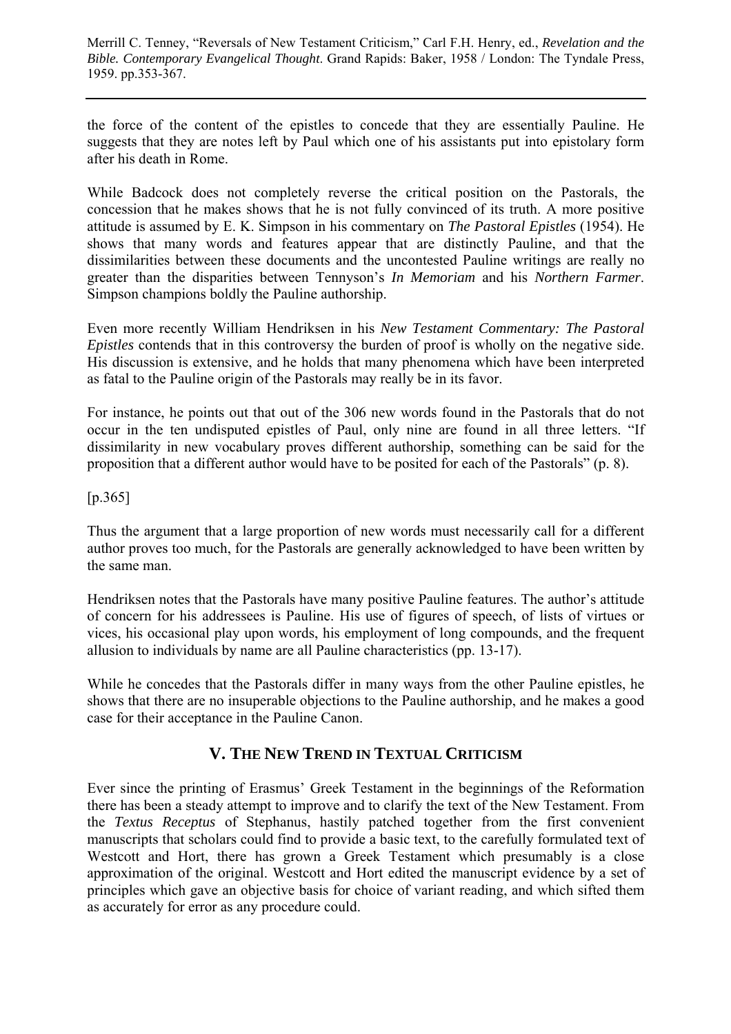the force of the content of the epistles to concede that they are essentially Pauline. He suggests that they are notes left by Paul which one of his assistants put into epistolary form after his death in Rome.

While Badcock does not completely reverse the critical position on the Pastorals, the concession that he makes shows that he is not fully convinced of its truth. A more positive attitude is assumed by E. K. Simpson in his commentary on *The Pastoral Epistles* (1954). He shows that many words and features appear that are distinctly Pauline, and that the dissimilarities between these documents and the uncontested Pauline writings are really no greater than the disparities between Tennyson's *In Memoriam* and his *Northern Farmer*. Simpson champions boldly the Pauline authorship.

Even more recently William Hendriksen in his *New Testament Commentary: The Pastoral Epistles* contends that in this controversy the burden of proof is wholly on the negative side. His discussion is extensive, and he holds that many phenomena which have been interpreted as fatal to the Pauline origin of the Pastorals may really be in its favor.

For instance, he points out that out of the 306 new words found in the Pastorals that do not occur in the ten undisputed epistles of Paul, only nine are found in all three letters. "If dissimilarity in new vocabulary proves different authorship, something can be said for the proposition that a different author would have to be posited for each of the Pastorals" (p. 8).

[p.365]

Thus the argument that a large proportion of new words must necessarily call for a different author proves too much, for the Pastorals are generally acknowledged to have been written by the same man.

Hendriksen notes that the Pastorals have many positive Pauline features. The author's attitude of concern for his addressees is Pauline. His use of figures of speech, of lists of virtues or vices, his occasional play upon words, his employment of long compounds, and the frequent allusion to individuals by name are all Pauline characteristics (pp. 13-17).

While he concedes that the Pastorals differ in many ways from the other Pauline epistles, he shows that there are no insuperable objections to the Pauline authorship, and he makes a good case for their acceptance in the Pauline Canon.

## V. The New Trend in Textual Criticism

Ever since the printing of Erasmus' Greek Testament in the beginnings of the Reformation there has been a steady attempt to improve and to clarify the text of the New Testament. From the *Textus Receptus* of Stephanus, hastily patched together from the first convenient manuscripts that scholars could find to provide a basic text, to the carefully formulated text of Westcott and Hort, there has grown a Greek Testament which presumably is a close approximation of the original. Westcott and Hort edited the manuscript evidence by a set of principles which gave an objective basis for choice of variant reading, and which sifted them as accurately for error as any procedure could.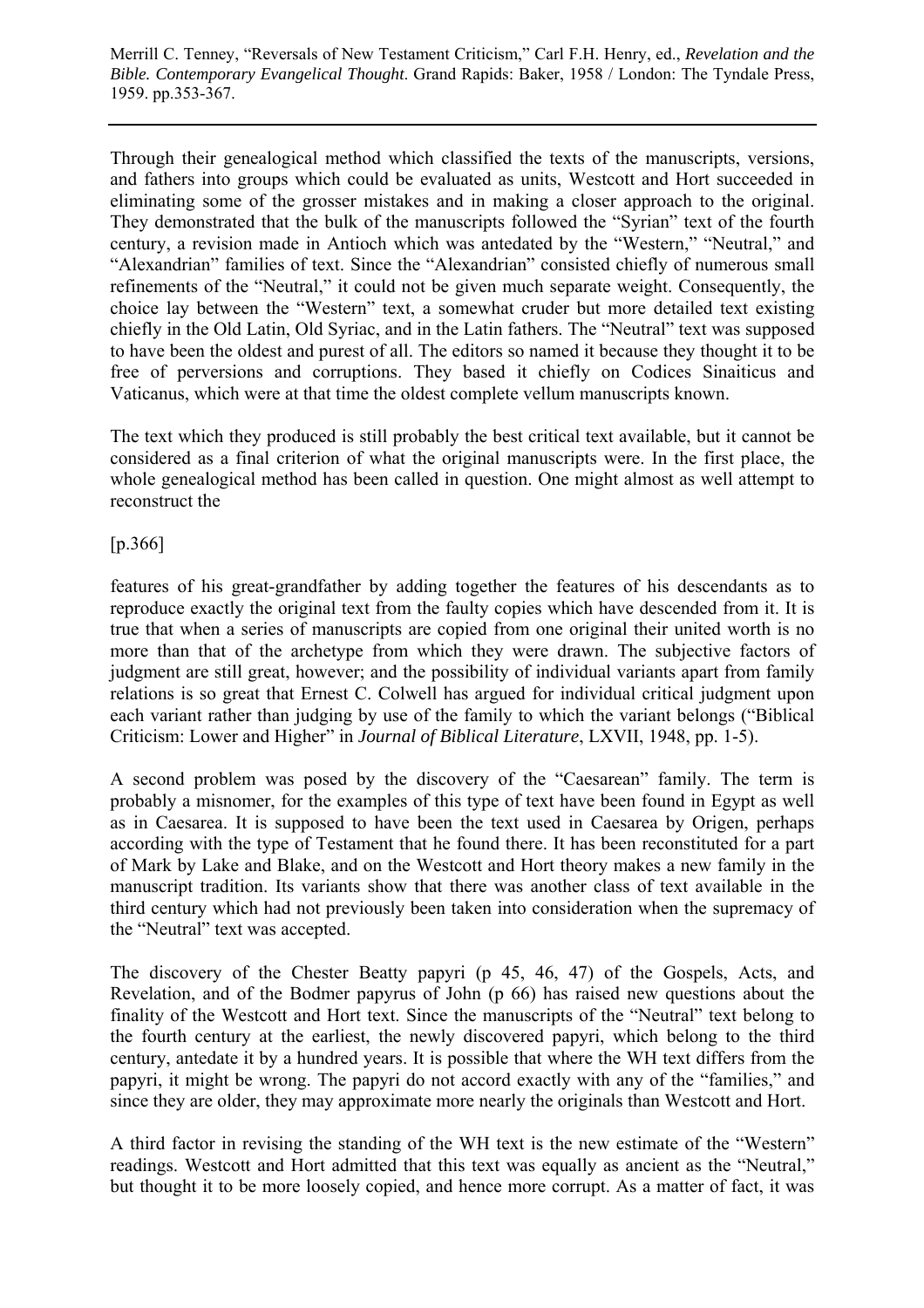Through their genealogical method which classified the texts of the manuscripts, versions, and fathers into groups which could be evaluated as units, Westcott and Hort succeeded in eliminating some of the grosser mistakes and in making a closer approach to the original. They demonstrated that the bulk of the manuscripts followed the "Syrian" text of the fourth century, a revision made in Antioch which was antedated by the "Western," "Neutral," and "Alexandrian" families of text. Since the "Alexandrian" consisted chiefly of numerous small refinements of the "Neutral," it could not be given much separate weight. Consequently, the choice lay between the "Western" text, a somewhat cruder but more detailed text existing chiefly in the Old Latin, Old Syriac, and in the Latin fathers. The "Neutral" text was supposed to have been the oldest and purest of all. The editors so named it because they thought it to be free of perversions and corruptions. They based it chiefly on Codices Sinaiticus and Vaticanus, which were at that time the oldest complete vellum manuscripts known.

The text which they produced is still probably the best critical text available, but it cannot be considered as a final criterion of what the original manuscripts were. In the first place, the whole genealogical method has been called in question. One might almost as well attempt to reconstruct the

[p.366]

features of his great-grandfather by adding together the features of his descendants as to reproduce exactly the original text from the faulty copies which have descended from it. It is true that when a series of manuscripts are copied from one original their united worth is no more than that of the archetype from which they were drawn. The subjective factors of judgment are still great, however; and the possibility of individual variants apart from family relations is so great that Ernest C. Colwell has argued for individual critical judgment upon each variant rather than judging by use of the family to which the variant belongs ("Biblical Criticism: Lower and Higher" in *Journal of Biblical Literature*, LXVII, 1948, pp. 1-5).

A second problem was posed by the discovery of the "Caesarean" family. The term is probably a misnomer, for the examples of this type of text have been found in Egypt as well as in Caesarea. It is supposed to have been the text used in Caesarea by Origen, perhaps according with the type of Testament that he found there. It has been reconstituted for a part of Mark by Lake and Blake, and on the Westcott and Hort theory makes a new family in the manuscript tradition. Its variants show that there was another class of text available in the third century which had not previously been taken into consideration when the supremacy of the "Neutral" text was accepted.

The discovery of the Chester Beatty papyri (p 45, 46, 47) of the Gospels, Acts, and Revelation, and of the Bodmer papyrus of John (p 66) has raised new questions about the finality of the Westcott and Hort text. Since the manuscripts of the "Neutral" text belong to the fourth century at the earliest, the newly discovered papyri, which belong to the third century, antedate it by a hundred years. It is possible that where the WH text differs from the papyri, it might be wrong. The papyri do not accord exactly with any of the "families," and since they are older, they may approximate more nearly the originals than Westcott and Hort.

A third factor in revising the standing of the WH text is the new estimate of the "Western" readings. Westcott and Hort admitted that this text was equally as ancient as the "Neutral," but thought it to be more loosely copied, and hence more corrupt. As a matter of fact, it was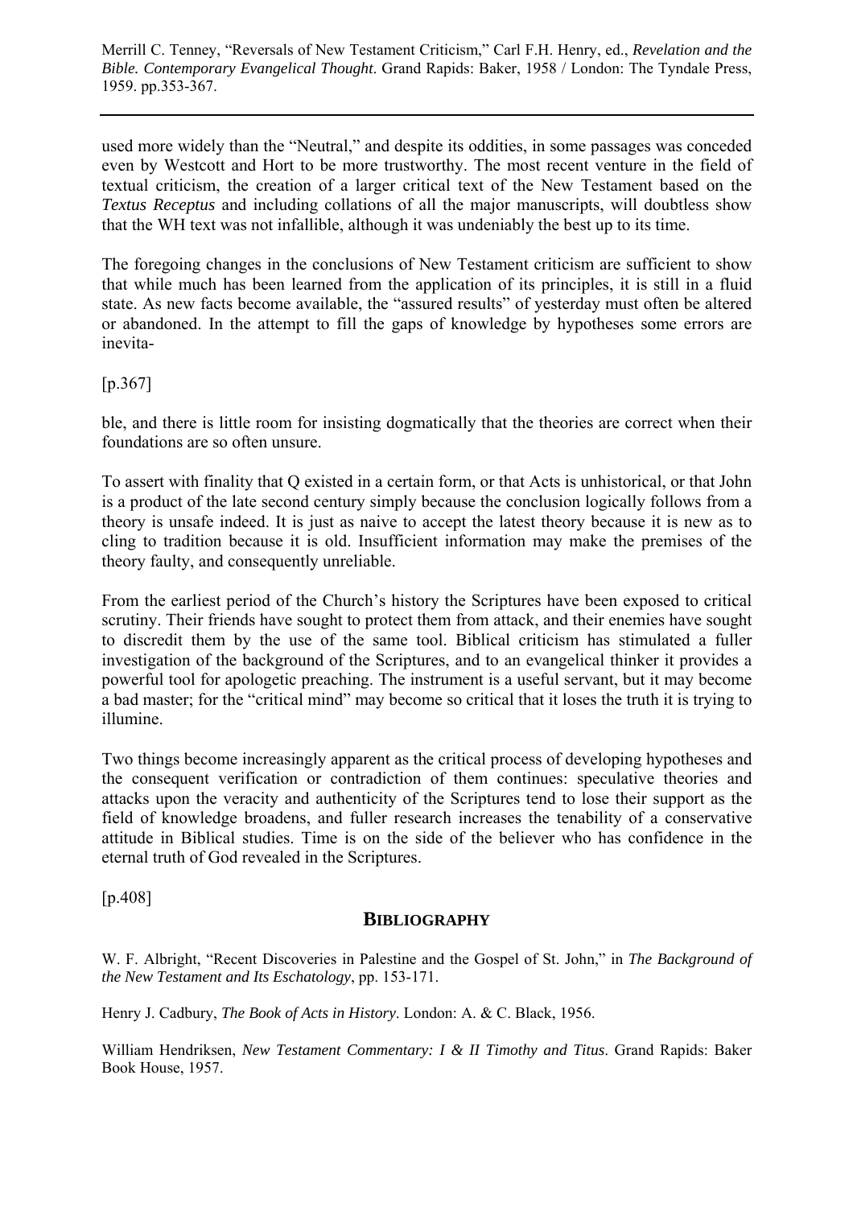used more widely than the "Neutral," and despite its oddities, in some passages was conceded even by Westcott and Hort to be more trustworthy. The most recent venture in the field of textual criticism, the creation of a larger critical text of the New Testament based on the *Textus Receptus* and including collations of all the major manuscripts, will doubtless show that the WH text was not infallible, although it was undeniably the best up to its time.

The foregoing changes in the conclusions of New Testament criticism are sufficient to show that while much has been learned from the application of its principles, it is still in a fluid state. As new facts become available, the "assured results" of yesterday must often be altered or abandoned. In the attempt to fill the gaps of knowledge by hypotheses some errors are inevita-

[p.367]

ble, and there is little room for insisting dogmatically that the theories are correct when their foundations are so often unsure.

To assert with finality that Q existed in a certain form, or that Acts is unhistorical, or that John is a product of the late second century simply because the conclusion logically follows from a theory is unsafe indeed. It is just as naive to accept the latest theory because it is new as to cling to tradition because it is old. Insufficient information may make the premises of the theory faulty, and consequently unreliable.

From the earliest period of the Church's history the Scriptures have been exposed to critical scrutiny. Their friends have sought to protect them from attack, and their enemies have sought to discredit them by the use of the same tool. Biblical criticism has stimulated a fuller investigation of the background of the Scriptures, and to an evangelical thinker it provides a powerful tool for apologetic preaching. The instrument is a useful servant, but it may become a bad master; for the "critical mind" may become so critical that it loses the truth it is trying to illumine.

Two things become increasingly apparent as the critical process of developing hypotheses and the consequent verification or contradiction of them continues: speculative theories and attacks upon the veracity and authenticity of the Scriptures tend to lose their support as the field of knowledge broadens, and fuller research increases the tenability of a conservative attitude in Biblical studies. Time is on the side of the believer who has confidence in the eternal truth of God revealed in the Scriptures.

[p.408]

## BIBLIOGRAPHY

W. F. Albright, "Recent Discoveries in Palestine and the Gospel of St. John," in *The Background of the New Testament and Its Eschatology*, pp. 153-171.

Henry J. Cadbury, *The Book of Acts in History*. London: A. & C. Black, 1956.

William Hendriksen, *New Testament Commentary: I & II Timothy and Titus*. Grand Rapids: Baker Book House, 1957.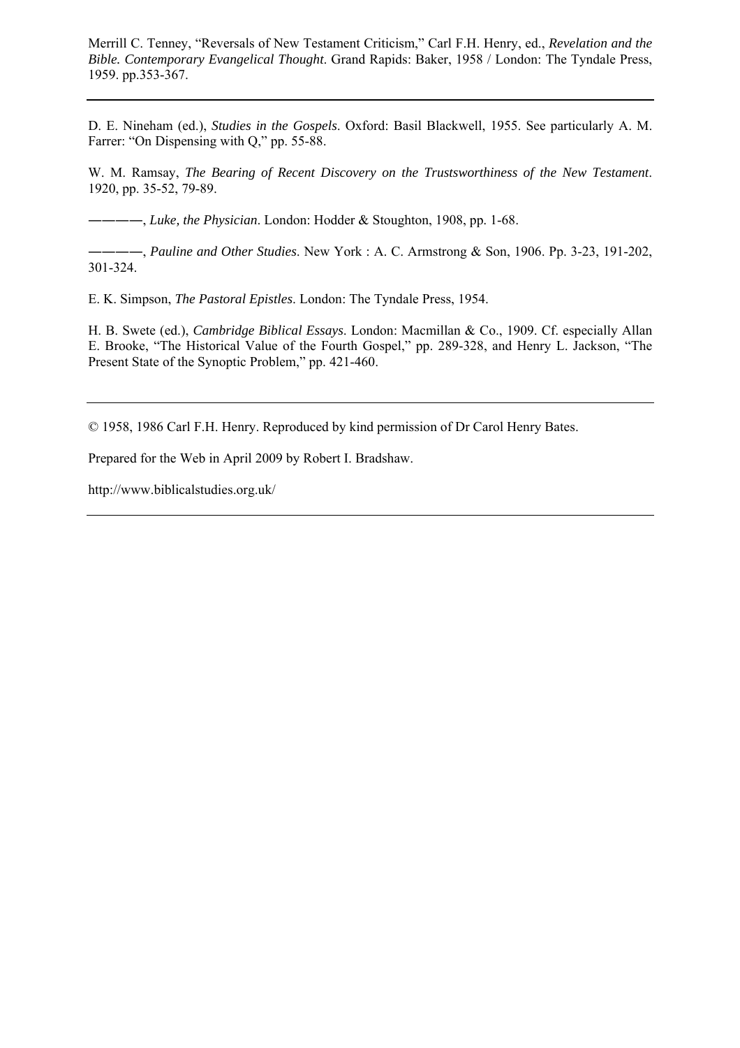Merrill C. Tenney, "Reversals of New Testament Criticism," Carl F.H. Henry, ed., *Revelation and the Bible. Contemporary Evangelical Thought*. Grand Rapids: Baker, 1958 / London: The Tyndale Press, 1959. pp.353-367.

---

D. E. Nineham (ed.), *Studies in the Gospels*. Oxford: Basil Blackwell, 1955. See particularly A. M. Farrer: "On Dispensing with Q," pp. 55-88.

W. M. Ramsay, *The Bearing of Recent Discovery on the Trustsworthiness of the New Testament*. 1920, pp. 35-52, 79-89.

————, *Luke, the Physician*. London: Hodder & Stoughton, 1908, pp. 1-68.

————, *Pauline and Other Studies*. New York : A. C. Armstrong & Son, 1906. Pp. 3-23, 191-202, 301-324.

E. K. Simpson, *The Pastoral Epistles*. London: The Tyndale Press, 1954.

H. B. Swete (ed.), *Cambridge Biblical Essays*. London: Macmillan & Co., 1909. Cf. especially Allan E. Brooke, "The Historical Value of the Fourth Gospel," pp. 289-328, and Henry L. Jackson, "The Present State of the Synoptic Problem," pp. 421-460.

---

© 1958, 1986 Carl F.H. Henry. Reproduced by kind permission of Dr Carol Henry Bates.

Prepared for the Web in April 2009 by Robert I. Bradshaw.

http://www.biblicalstudies.org.uk/

---